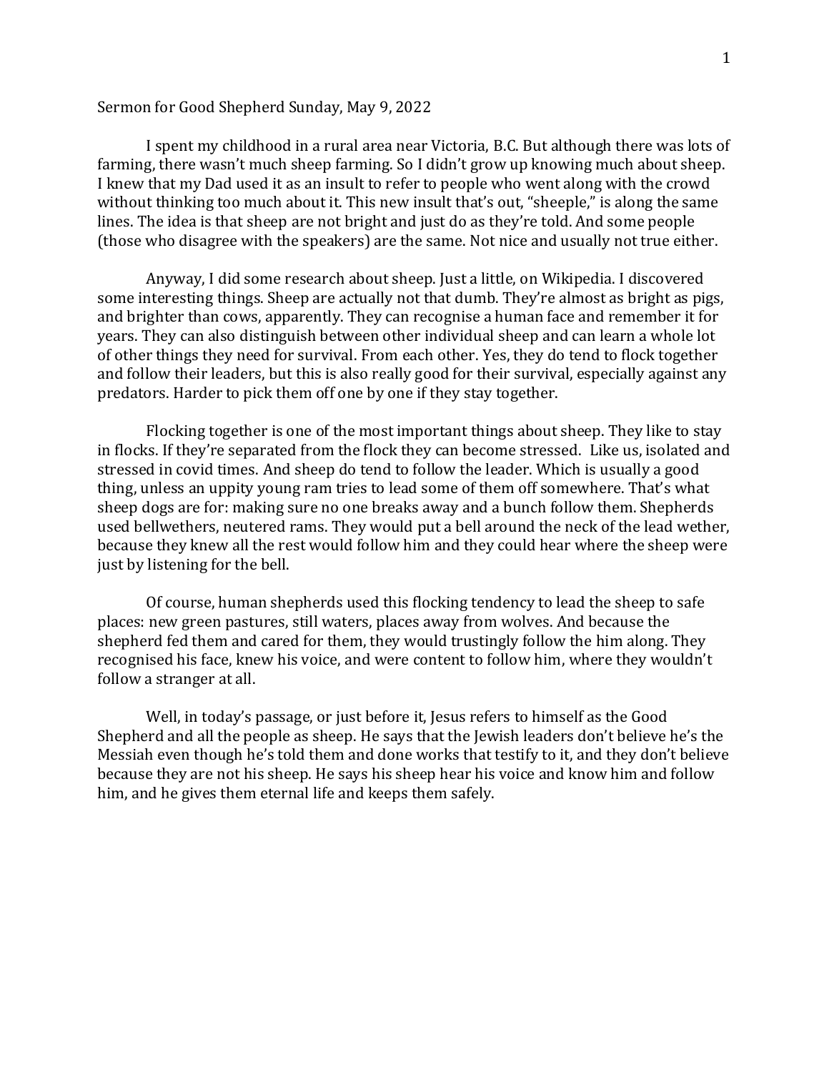Sermon for Good Shepherd Sunday, May 9, 2022

I spent my childhood in a rural area near Victoria, B.C. But although there was lots of farming, there wasn't much sheep farming. So I didn't grow up knowing much about sheep. I knew that my Dad used it as an insult to refer to people who went along with the crowd without thinking too much about it. This new insult that's out, "sheeple," is along the same lines. The idea is that sheep are not bright and just do as they're told. And some people (those who disagree with the speakers) are the same. Not nice and usually not true either.

Anyway, I did some research about sheep. Just a little, on Wikipedia. I discovered some interesting things. Sheep are actually not that dumb. They're almost as bright as pigs, and brighter than cows, apparently. They can recognise a human face and remember it for years. They can also distinguish between other individual sheep and can learn a whole lot of other things they need for survival. From each other. Yes, they do tend to flock together and follow their leaders, but this is also really good for their survival, especially against any predators. Harder to pick them off one by one if they stay together.

Flocking together is one of the most important things about sheep. They like to stay in flocks. If they're separated from the flock they can become stressed. Like us, isolated and stressed in covid times. And sheep do tend to follow the leader. Which is usually a good thing, unless an uppity young ram tries to lead some of them off somewhere. That's what sheep dogs are for: making sure no one breaks away and a bunch follow them. Shepherds used bellwethers, neutered rams. They would put a bell around the neck of the lead wether, because they knew all the rest would follow him and they could hear where the sheep were just by listening for the bell.

Of course, human shepherds used this flocking tendency to lead the sheep to safe places: new green pastures, still waters, places away from wolves. And because the shepherd fed them and cared for them, they would trustingly follow the him along. They recognised his face, knew his voice, and were content to follow him, where they wouldn't follow a stranger at all.

Well, in today's passage, or just before it, Jesus refers to himself as the Good Shepherd and all the people as sheep. He says that the Jewish leaders don't believe he's the Messiah even though he's told them and done works that testify to it, and they don't believe because they are not his sheep. He says his sheep hear his voice and know him and follow him, and he gives them eternal life and keeps them safely.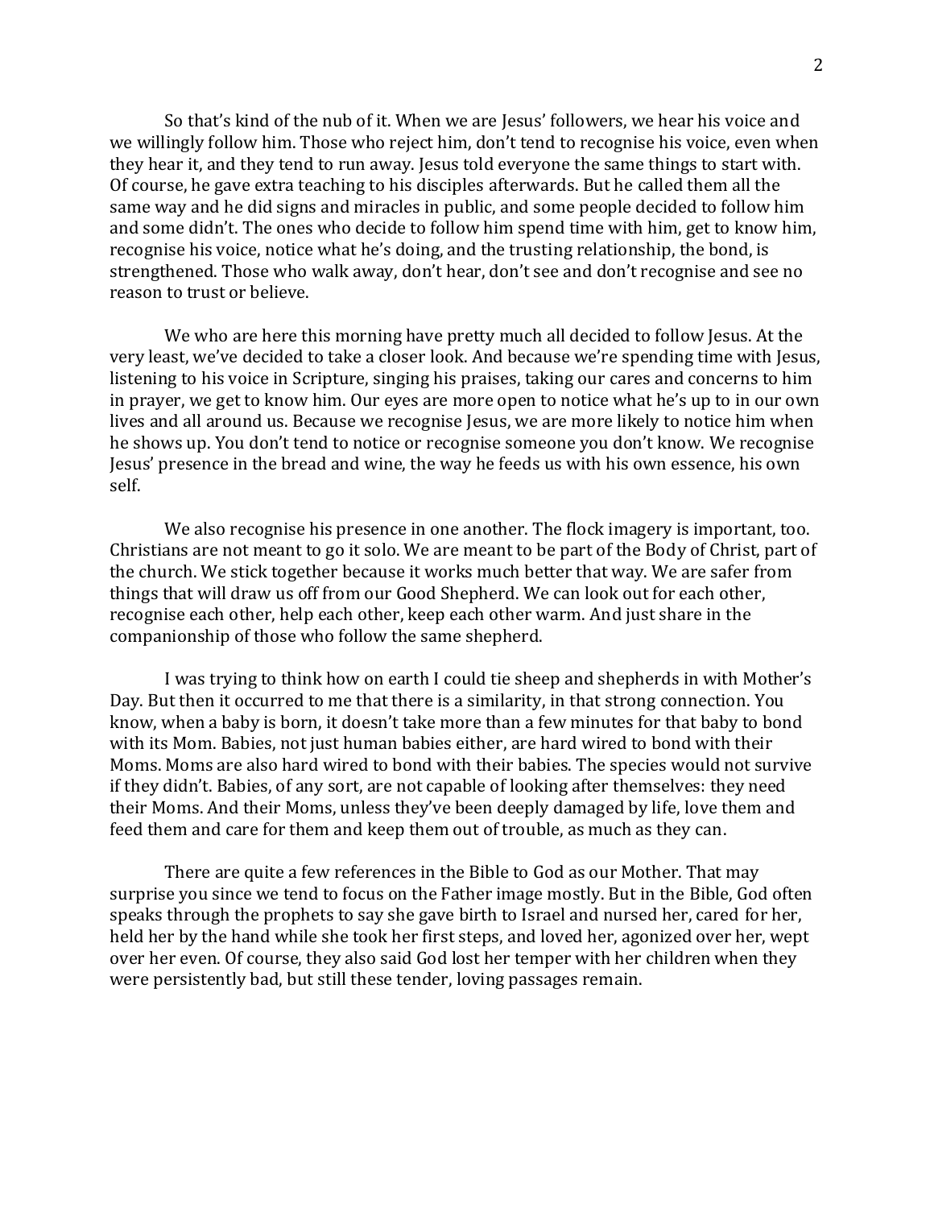So that's kind of the nub of it. When we are Jesus' followers, we hear his voice and we willingly follow him. Those who reject him, don't tend to recognise his voice, even when they hear it, and they tend to run away. Jesus told everyone the same things to start with. Of course, he gave extra teaching to his disciples afterwards. But he called them all the same way and he did signs and miracles in public, and some people decided to follow him and some didn't. The ones who decide to follow him spend time with him, get to know him, recognise his voice, notice what he's doing, and the trusting relationship, the bond, is strengthened. Those who walk away, don't hear, don't see and don't recognise and see no reason to trust or believe.

We who are here this morning have pretty much all decided to follow Jesus. At the very least, we've decided to take a closer look. And because we're spending time with Jesus, listening to his voice in Scripture, singing his praises, taking our cares and concerns to him in prayer, we get to know him. Our eyes are more open to notice what he's up to in our own lives and all around us. Because we recognise Jesus, we are more likely to notice him when he shows up. You don't tend to notice or recognise someone you don't know. We recognise Jesus' presence in the bread and wine, the way he feeds us with his own essence, his own self.

We also recognise his presence in one another. The flock imagery is important, too. Christians are not meant to go it solo. We are meant to be part of the Body of Christ, part of the church. We stick together because it works much better that way. We are safer from things that will draw us off from our Good Shepherd. We can look out for each other, recognise each other, help each other, keep each other warm. And just share in the companionship of those who follow the same shepherd.

I was trying to think how on earth I could tie sheep and shepherds in with Mother's Day. But then it occurred to me that there is a similarity, in that strong connection. You know, when a baby is born, it doesn't take more than a few minutes for that baby to bond with its Mom. Babies, not just human babies either, are hard wired to bond with their Moms. Moms are also hard wired to bond with their babies. The species would not survive if they didn't. Babies, of any sort, are not capable of looking after themselves: they need their Moms. And their Moms, unless they've been deeply damaged by life, love them and feed them and care for them and keep them out of trouble, as much as they can.

There are quite a few references in the Bible to God as our Mother. That may surprise you since we tend to focus on the Father image mostly. But in the Bible, God often speaks through the prophets to say she gave birth to Israel and nursed her, cared for her, held her by the hand while she took her first steps, and loved her, agonized over her, wept over her even. Of course, they also said God lost her temper with her children when they were persistently bad, but still these tender, loving passages remain.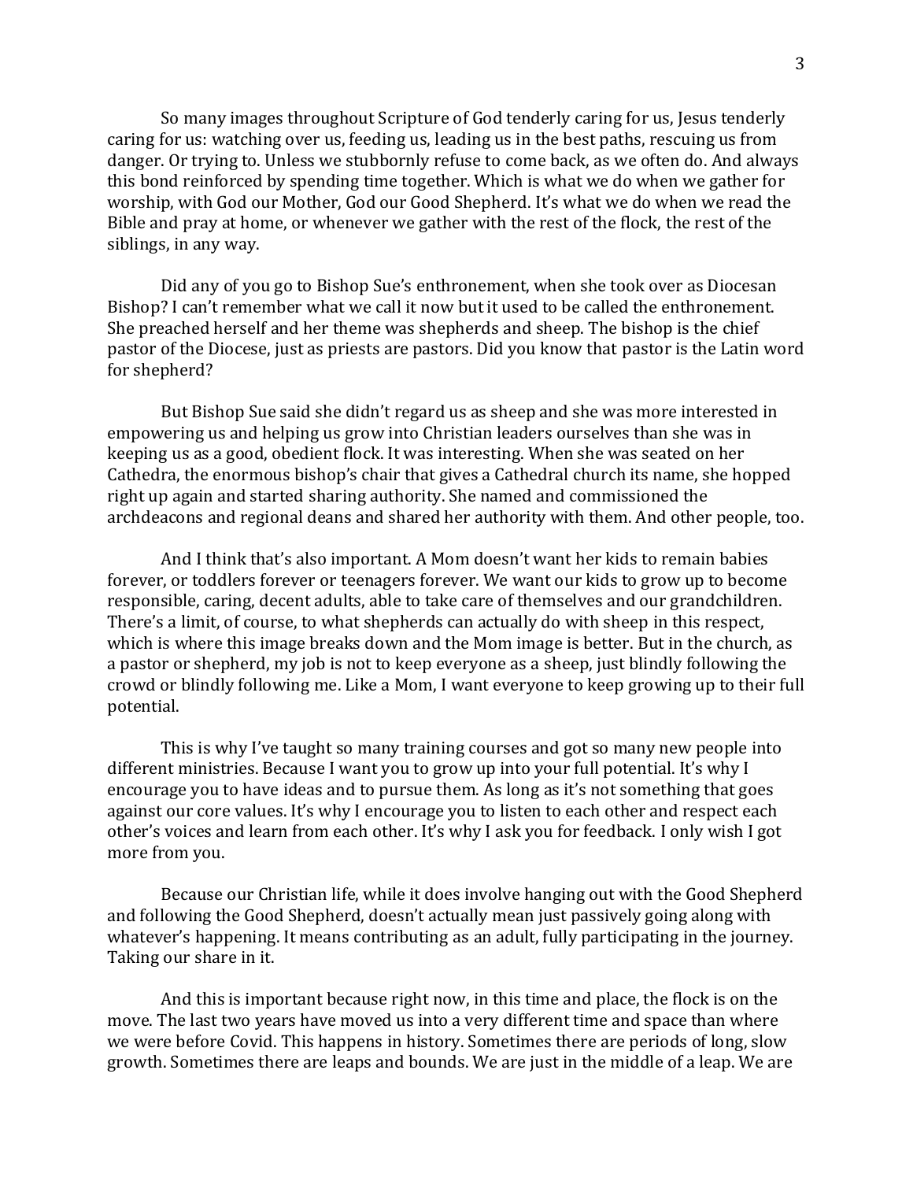So many images throughout Scripture of God tenderly caring for us, Jesus tenderly caring for us: watching over us, feeding us, leading us in the best paths, rescuing us from danger. Or trying to. Unless we stubbornly refuse to come back, as we often do. And always this bond reinforced by spending time together. Which is what we do when we gather for worship, with God our Mother, God our Good Shepherd. It's what we do when we read the Bible and pray at home, or whenever we gather with the rest of the flock, the rest of the siblings, in any way.

Did any of you go to Bishop Sue's enthronement, when she took over as Diocesan Bishop? I can't remember what we call it now but it used to be called the enthronement. She preached herself and her theme was shepherds and sheep. The bishop is the chief pastor of the Diocese, just as priests are pastors. Did you know that pastor is the Latin word for shepherd?

But Bishop Sue said she didn't regard us as sheep and she was more interested in empowering us and helping us grow into Christian leaders ourselves than she was in keeping us as a good, obedient flock. It was interesting. When she was seated on her Cathedra, the enormous bishop's chair that gives a Cathedral church its name, she hopped right up again and started sharing authority. She named and commissioned the archdeacons and regional deans and shared her authority with them. And other people, too.

And I think that's also important. A Mom doesn't want her kids to remain babies forever, or toddlers forever or teenagers forever. We want our kids to grow up to become responsible, caring, decent adults, able to take care of themselves and our grandchildren. There's a limit, of course, to what shepherds can actually do with sheep in this respect, which is where this image breaks down and the Mom image is better. But in the church, as a pastor or shepherd, my job is not to keep everyone as a sheep, just blindly following the crowd or blindly following me. Like a Mom, I want everyone to keep growing up to their full potential.

This is why I've taught so many training courses and got so many new people into different ministries. Because I want you to grow up into your full potential. It's why I encourage you to have ideas and to pursue them. As long as it's not something that goes against our core values. It's why I encourage you to listen to each other and respect each other's voices and learn from each other. It's why I ask you for feedback. I only wish I got more from you.

Because our Christian life, while it does involve hanging out with the Good Shepherd and following the Good Shepherd, doesn't actually mean just passively going along with whatever's happening. It means contributing as an adult, fully participating in the journey. Taking our share in it.

And this is important because right now, in this time and place, the flock is on the move. The last two years have moved us into a very different time and space than where we were before Covid. This happens in history. Sometimes there are periods of long, slow growth. Sometimes there are leaps and bounds. We are just in the middle of a leap. We are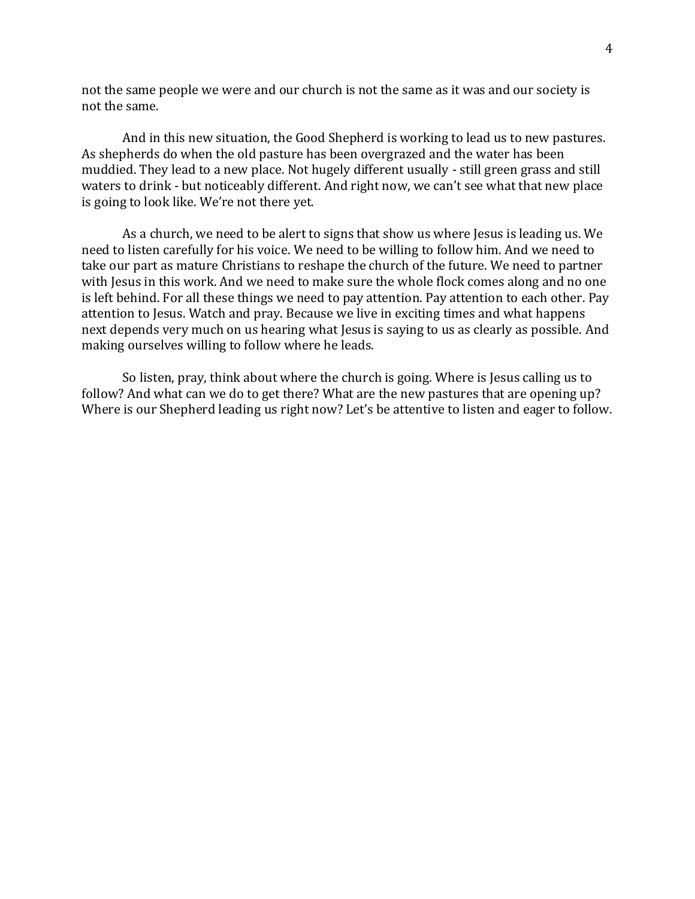not the same people we were and our church is not the same as it was and our society is not the same.

And in this new situation, the Good Shepherd is working to lead us to new pastures. As shepherds do when the old pasture has been overgrazed and the water has been muddied. They lead to a new place. Not hugely different usually - still green grass and still waters to drink - but noticeably different. And right now, we can't see what that new place is going to look like. We're not there yet.

As a church, we need to be alert to signs that show us where Jesus is leading us. We need to listen carefully for his voice. We need to be willing to follow him. And we need to take our part as mature Christians to reshape the church of the future. We need to partner with Jesus in this work. And we need to make sure the whole flock comes along and no one is left behind. For all these things we need to pay attention. Pay attention to each other. Pay attention to Jesus. Watch and pray. Because we live in exciting times and what happens next depends very much on us hearing what Jesus is saying to us as clearly as possible. And making ourselves willing to follow where he leads.

So listen, pray, think about where the church is going. Where is Jesus calling us to follow? And what can we do to get there? What are the new pastures that are opening up? Where is our Shepherd leading us right now? Let's be attentive to listen and eager to follow.